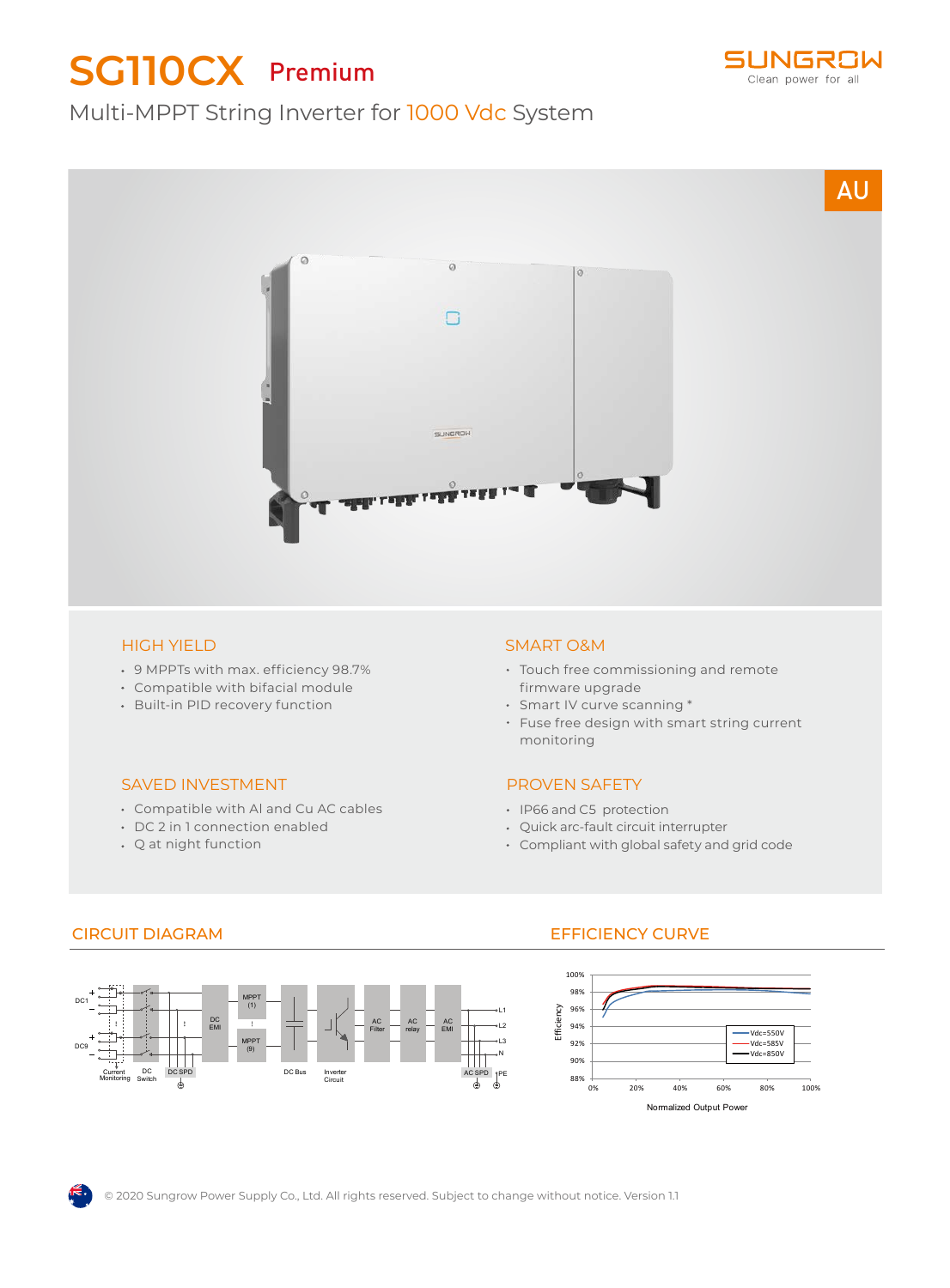# SG110CX Premium

Multi-MPPT String Inverter for 1000 Vdc System

AU

## HIGH YIELD

- 9 MPPTs with max. efficiency 98.7%
- Compatible with bifacial module
- Built-in PID recovery function

## SMART O&M

- Touch free commissioning and remote firmware upgrade
- Smart IV curve scanning *
- Fuse free design with smart string current monitoring

## SAVED INVESTMENT

- Compatible with Al and Cu AC cables
- DC 2 in 1 connection enabled
- Q at night function

## PROVEN SAFETY

- IP66 and C5 protection
- Quick arc-fault circuit interrupter
- Compliant with global safety and grid code

## CIRCUIT DIAGRAM

## EFFICIENCY CURVE

© 2020 Sungrow Power Supply Co., Ltd. All rights reserved. Subject to change without notice. Version 1.1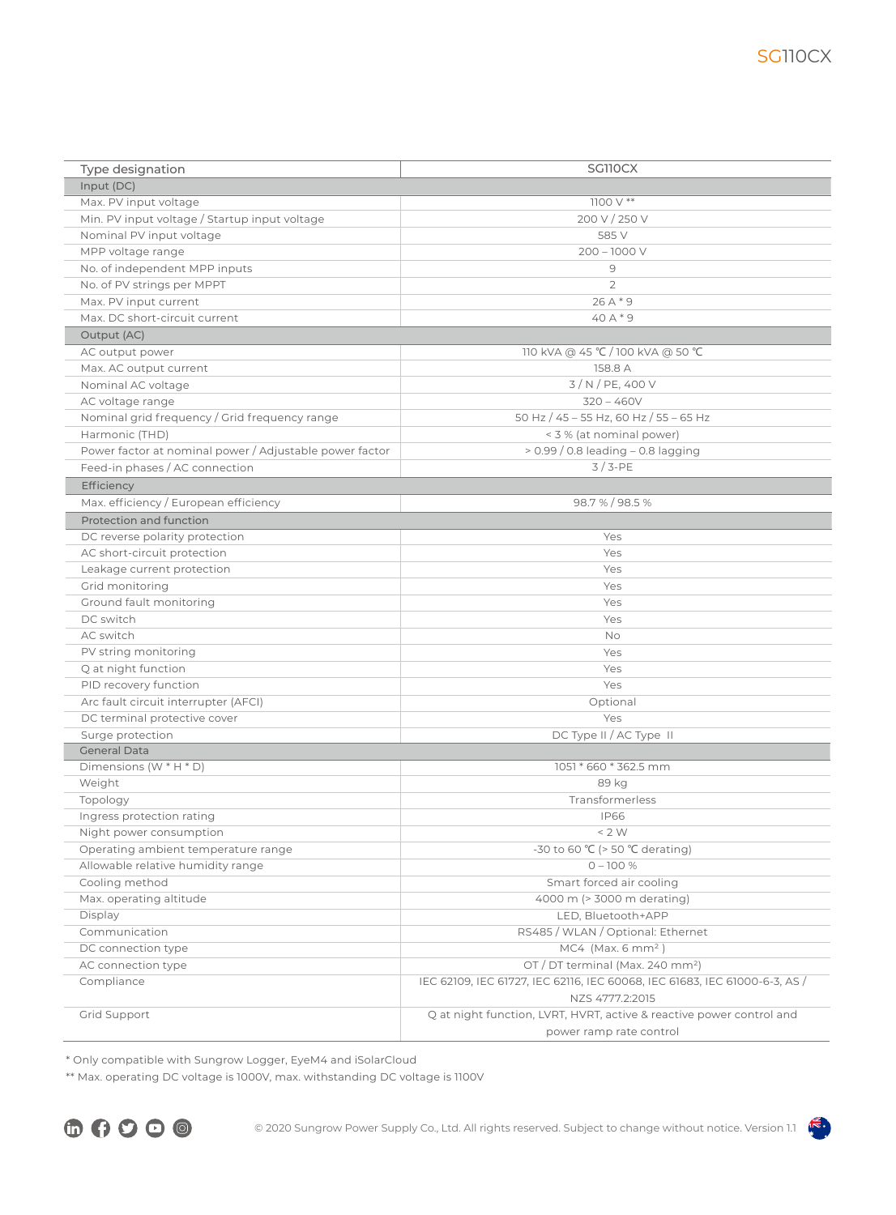| Type designation | SG110CX |
|---|---|
| **Input (DC)** | |
| Max. PV input voltage | 1100 V ** |
| Min. PV input voltage / Startup input voltage | 200 V / 250 V |
| Nominal PV input voltage | 585 V |
| MPP voltage range | 200 – 1000 V |
| No. of independent MPP inputs | 9 |
| No. of PV strings per MPPT | 2 |
| Max. PV input current | 26 A * 9 |
| Max. DC short-circuit current | 40 A * 9 |
| **Output (AC)** | |
| AC output power | 110 kVA @ 45 ℃ / 100 kVA @ 50 ℃ |
| Max. AC output current | 158.8 A |
| Nominal AC voltage | 3 / N / PE, 400 V |
| AC voltage range | 320 – 460V |
| Nominal grid frequency / Grid frequency range | 50 Hz / 45 – 55 Hz, 60 Hz / 55 – 65 Hz |
| Harmonic (THD) | < 3 % (at nominal power) |
| Power factor at nominal power / Adjustable power factor | > 0.99 / 0.8 leading – 0.8 lagging |
| Feed-in phases / AC connection | 3 / 3-PE |
| **Efficiency** | |
| Max. efficiency / European efficiency | 98.7 % / 98.5 % |
| **Protection and function** | |
| DC reverse polarity protection | Yes |
| AC short-circuit protection | Yes |
| Leakage current protection | Yes |
| Grid monitoring | Yes |
| Ground fault monitoring | Yes |
| DC switch | Yes |
| AC switch | No |
| PV string monitoring | Yes |
| Q at night function | Yes |
| PID recovery function | Yes |
| Arc fault circuit interrupter (AFCI) | Optional |
| DC terminal protective cover | Yes |
| Surge protection | DC Type II / AC Type II |
| **General Data** | |
| Dimensions (W * H * D) | 1051 * 660 * 362.5 mm |
| Weight | 89 kg |
| Topology | Transformerless |
| Ingress protection rating | IP66 |
| Night power consumption | < 2 W |
| Operating ambient temperature range | -30 to 60 ℃ (> 50 ℃ derating) |
| Allowable relative humidity range | 0 – 100 % |
| Cooling method | Smart forced air cooling |
| Max. operating altitude | 4000 m (> 3000 m derating) |
| Display | LED, Bluetooth+APP |
| Communication | RS485 / WLAN / Optional: Ethernet |
| DC connection type | MC4 (Max. 6 mm²) |
| AC connection type | OT / DT terminal (Max. 240 mm²) |
| Compliance | IEC 62109, IEC 61727, IEC 62116, IEC 60068, IEC 61683, IEC 61000-6-3, AS / NZS 4777.2:2015 |
| Grid Support | Q at night function, LVRT, HVRT, active & reactive power control and power ramp rate control |

* Only compatible with Sungrow Logger, EyeM4 and iSolarCloud

** Max. operating DC voltage is 1000V, max. withstanding DC voltage is 1100V

© 2020 Sungrow Power Supply Co., Ltd. All rights reserved. Subject to change without notice. Version 1.1